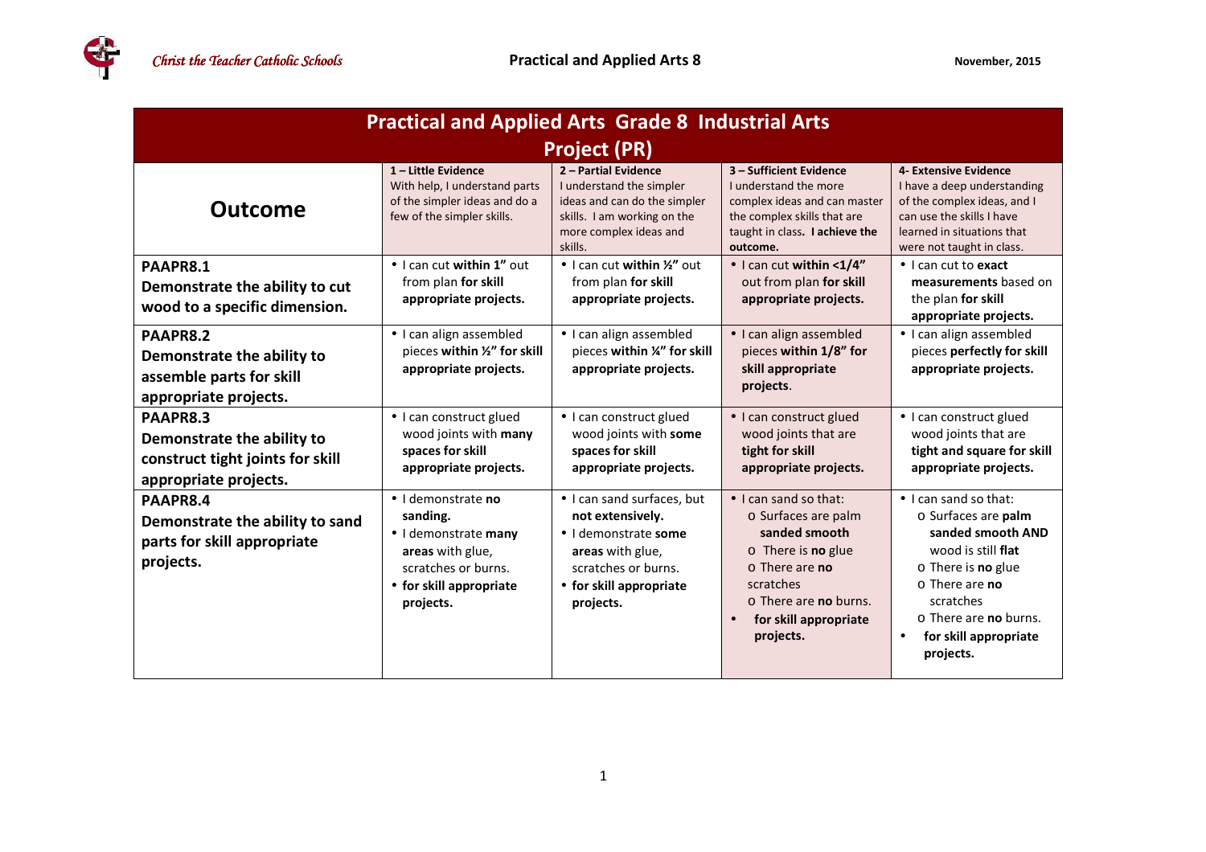## Practical and Applied Arts Grade 8 Industrial Arts

## Project (PR)

| Outcome | 1 – Little Evidence<br>With help, I understand parts of the simpler ideas and do a few of the simpler skills. | 2 – Partial Evidence<br>I understand the simpler ideas and can do the simpler skills. I am working on the more complex ideas and skills. | 3 – Sufficient Evidence<br>I understand the more complex ideas and can master the complex skills that are taught in class. **I achieve the outcome.** | 4- Extensive Evidence<br>I have a deep understanding of the complex ideas, and I can use the skills I have learned in situations that were not taught in class. |
|---|---|---|---|---|
| **PAAPR8.1**<br>**Demonstrate the ability to cut wood to a specific dimension.** | • I can cut **within 1"** out from plan **for skill appropriate projects.** | • I can cut **within ½"** out from plan **for skill appropriate projects.** | • I can cut **within <1/4"** out from plan **for skill appropriate projects.** | • I can cut to **exact measurements** based on the plan **for skill appropriate projects.** |
| **PAAPR8.2**<br>**Demonstrate the ability to assemble parts for skill appropriate projects.** | • I can align assembled pieces **within ½" for skill appropriate projects.** | • I can align assembled pieces **within ¼" for skill appropriate projects.** | • I can align assembled pieces **within 1/8" for skill appropriate projects**. | • I can align assembled pieces **perfectly for skill appropriate projects.** |
| **PAAPR8.3**<br>**Demonstrate the ability to construct tight joints for skill appropriate projects.** | • I can construct glued wood joints with **many spaces for skill appropriate projects.** | • I can construct glued wood joints with **some spaces for skill appropriate projects.** | • I can construct glued wood joints that are **tight for skill appropriate projects.** | • I can construct glued wood joints that are **tight and square for skill appropriate projects.** |
| **PAAPR8.4**<br>**Demonstrate the ability to sand parts for skill appropriate projects.** | • I demonstrate **no sanding.**<br>• I demonstrate **many areas** with glue, scratches or burns.<br>• **for skill appropriate projects.** | • I can sand surfaces, but **not extensively.**<br>• I demonstrate **some areas** with glue, scratches or burns.<br>• **for skill appropriate projects.** | • I can sand so that:<br>o Surfaces are palm **sanded smooth**<br>o There is **no** glue<br>o There are **no** scratches<br>o There are **no** burns.<br>• **for skill appropriate projects.** | • I can sand so that:<br>o Surfaces are **palm sanded smooth AND** wood is still **flat**<br>o There is **no** glue<br>o There are **no** scratches<br>o There are **no** burns.<br>• **for skill appropriate projects.** |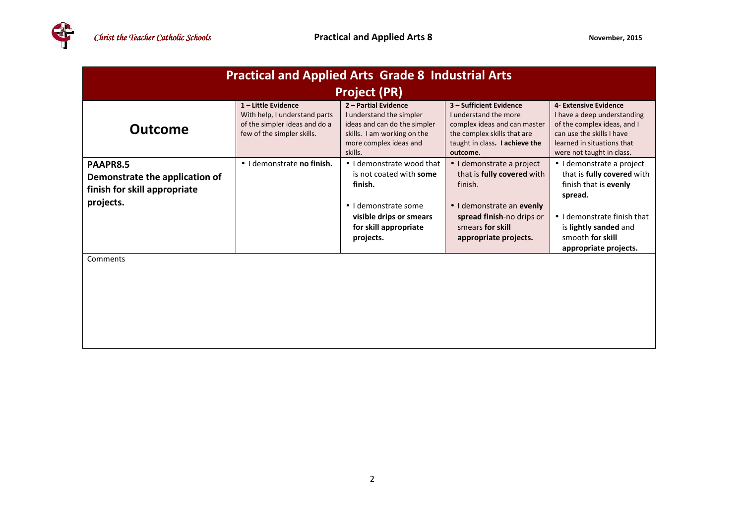## Practical and Applied Arts Grade 8 Industrial Arts
## Project (PR)

| Outcome | 1 – Little Evidence With help, I understand parts of the simpler ideas and do a few of the simpler skills. | 2 – Partial Evidence I understand the simpler ideas and can do the simpler skills. I am working on the more complex ideas and skills. | 3 – Sufficient Evidence I understand the more complex ideas and can master the complex skills that are taught in class. **I achieve the outcome.** | 4- Extensive Evidence I have a deep understanding of the complex ideas, and I can use the skills I have learned in situations that were not taught in class. |
|---|---|---|---|---|
| **PAAPR8.5 Demonstrate the application of finish for skill appropriate projects.** | • I demonstrate **no finish.** | • I demonstrate wood that is not coated with **some finish.** <br> • I demonstrate some **visible drips or smears for skill appropriate projects.** | • I demonstrate a project that is **fully covered** with finish. <br> • I demonstrate an **evenly spread finish**-no drips or smears **for skill appropriate projects.** | • I demonstrate a project that is **fully covered** with finish that is **evenly spread.** <br> • I demonstrate finish that is **lightly sanded** and smooth **for skill appropriate projects.** |

Comments